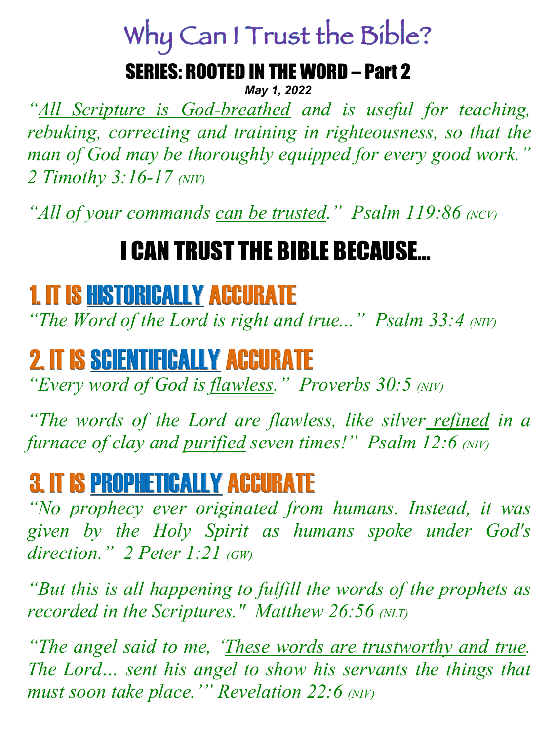# Why Can I Trust the Bible?

## SERIES: ROOTED IN THE WORD – Part 2

***May 1, 2022***

*"All Scripture is God-breathed and is useful for teaching, rebuking, correcting and training in righteousness, so that the man of God may be thoroughly equipped for every good work." 2 Timothy 3:16-17 (NIV)*

*"All of your commands can be trusted." Psalm 119:86 (NCV)*

## I CAN TRUST THE BIBLE BECAUSE…

## 1. IT IS HISTORICALLY ACCURATE

*"The Word of the Lord is right and true..." Psalm 33:4 (NIV)*

## 2. IT IS SCIENTIFICALLY ACCURATE

*"Every word of God is flawless." Proverbs 30:5 (NIV)*

*"The words of the Lord are flawless, like silver refined in a furnace of clay and purified seven times!" Psalm 12:6 (NIV)*

## 3. IT IS PROPHETICALLY ACCURATE

*"No prophecy ever originated from humans. Instead, it was given by the Holy Spirit as humans spoke under God's direction." 2 Peter 1:21 (GW)*

*"But this is all happening to fulfill the words of the prophets as recorded in the Scriptures." Matthew 26:56 (NLT)*

*"The angel said to me, 'These words are trustworthy and true. The Lord… sent his angel to show his servants the things that must soon take place.'" Revelation 22:6 (NIV)*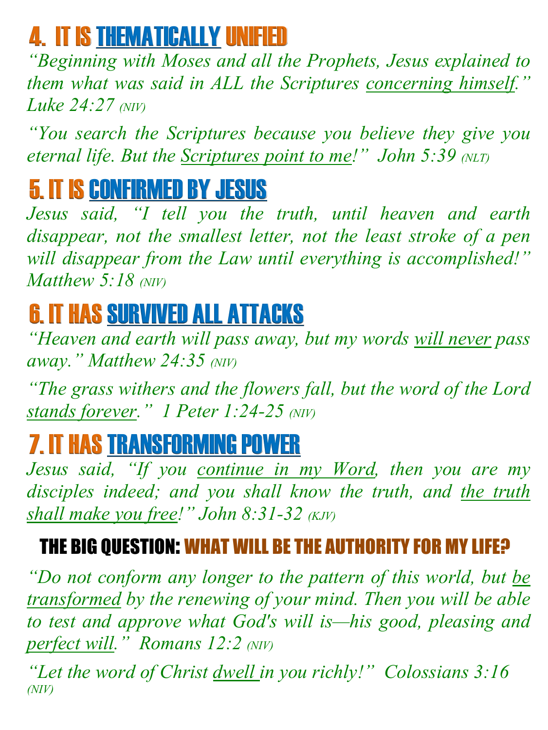## 4. IT IS THEMATICALLY UNIFIED

*"Beginning with Moses and all the Prophets, Jesus explained to them what was said in ALL the Scriptures concerning himself." Luke 24:27 (NIV)*

*"You search the Scriptures because you believe they give you eternal life. But the Scriptures point to me!" John 5:39 (NLT)*

## 5. IT IS CONFIRMED BY JESUS

*Jesus said, "I tell you the truth, until heaven and earth disappear, not the smallest letter, not the least stroke of a pen will disappear from the Law until everything is accomplished!" Matthew 5:18 (NIV)*

## 6. IT HAS SURVIVED ALL ATTACKS

*"Heaven and earth will pass away, but my words will never pass away." Matthew 24:35 (NIV)*

*"The grass withers and the flowers fall, but the word of the Lord stands forever." 1 Peter 1:24-25 (NIV)*

## 7. IT HAS TRANSFORMING POWER

*Jesus said, "If you continue in my Word, then you are my disciples indeed; and you shall know the truth, and the truth shall make you free!" John 8:31-32 (KJV)*

### THE BIG QUESTION: WHAT WILL BE THE AUTHORITY FOR MY LIFE?

*"Do not conform any longer to the pattern of this world, but be transformed by the renewing of your mind. Then you will be able to test and approve what God's will is—his good, pleasing and perfect will." Romans 12:2 (NIV)*

*"Let the word of Christ dwell in you richly!" Colossians 3:16 (NIV)*